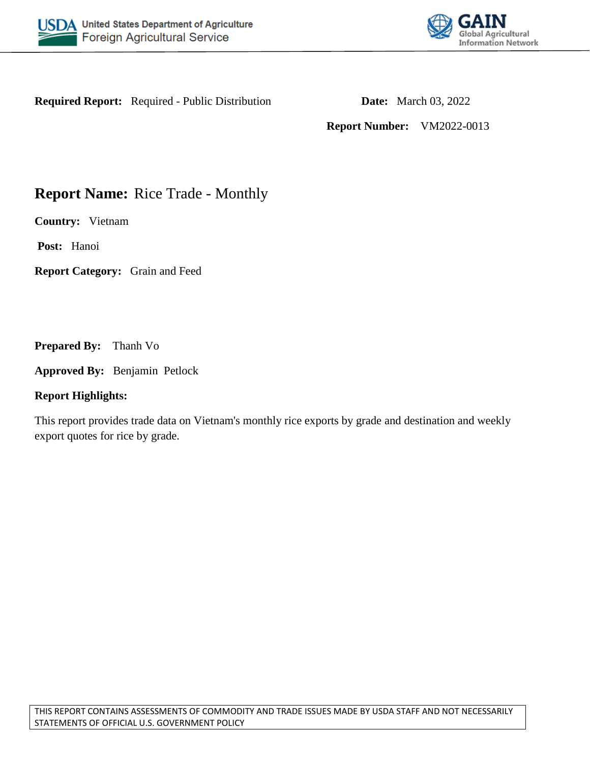USDA United States Department of Agriculture
Foreign Agricultural Service

GAIN Global Agricultural Information Network

**Required Report:** Required - Public Distribution

**Date:** March 03, 2022

**Report Number:** VM2022-0013

# **Report Name:** Rice Trade - Monthly

**Country:** Vietnam

**Post:** Hanoi

**Report Category:** Grain and Feed

**Prepared By:** Thanh Vo

**Approved By:** Benjamin Petlock

**Report Highlights:**

This report provides trade data on Vietnam's monthly rice exports by grade and destination and weekly export quotes for rice by grade.

THIS REPORT CONTAINS ASSESSMENTS OF COMMODITY AND TRADE ISSUES MADE BY USDA STAFF AND NOT NECESSARILY STATEMENTS OF OFFICIAL U.S. GOVERNMENT POLICY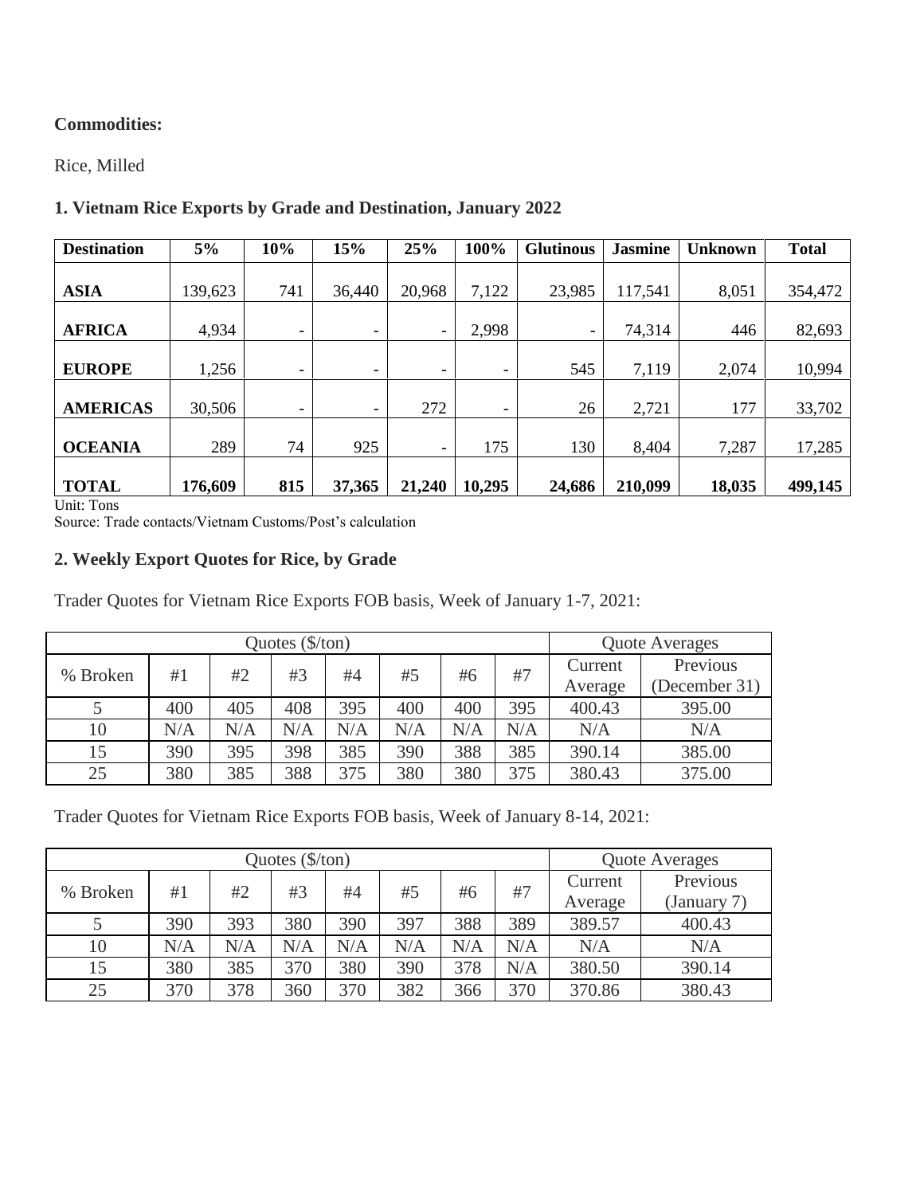**Commodities:**

Rice, Milled

### 1. Vietnam Rice Exports by Grade and Destination, January 2022

| Destination | 5% | 10% | 15% | 25% | 100% | Glutinous | Jasmine | Unknown | Total |
|---|---|---|---|---|---|---|---|---|---|
| **ASIA** | 139,623 | 741 | 36,440 | 20,968 | 7,122 | 23,985 | 117,541 | 8,051 | 354,472 |
| **AFRICA** | 4,934 | - | - | - | 2,998 | - | 74,314 | 446 | 82,693 |
| **EUROPE** | 1,256 | - | - | - | - | 545 | 7,119 | 2,074 | 10,994 |
| **AMERICAS** | 30,506 | - | - | 272 | - | 26 | 2,721 | 177 | 33,702 |
| **OCEANIA** | 289 | 74 | 925 | - | 175 | 130 | 8,404 | 7,287 | 17,285 |
| **TOTAL** | **176,609** | **815** | **37,365** | **21,240** | **10,295** | **24,686** | **210,099** | **18,035** | **499,145** |

Unit: Tons

Source: Trade contacts/Vietnam Customs/Post's calculation

### 2. Weekly Export Quotes for Rice, by Grade

Trader Quotes for Vietnam Rice Exports FOB basis, Week of January 1-7, 2021:

| Quotes ($/ton) | | | | | | | | Quote Averages | |
|---|---|---|---|---|---|---|---|---|---|
| % Broken | #1 | #2 | #3 | #4 | #5 | #6 | #7 | Current Average | Previous (December 31) |
| 5 | 400 | 405 | 408 | 395 | 400 | 400 | 395 | 400.43 | 395.00 |
| 10 | N/A | N/A | N/A | N/A | N/A | N/A | N/A | N/A | N/A |
| 15 | 390 | 395 | 398 | 385 | 390 | 388 | 385 | 390.14 | 385.00 |
| 25 | 380 | 385 | 388 | 375 | 380 | 380 | 375 | 380.43 | 375.00 |

Trader Quotes for Vietnam Rice Exports FOB basis, Week of January 8-14, 2021:

| Quotes ($/ton) | | | | | | | | Quote Averages | |
|---|---|---|---|---|---|---|---|---|---|
| % Broken | #1 | #2 | #3 | #4 | #5 | #6 | #7 | Current Average | Previous (January 7) |
| 5 | 390 | 393 | 380 | 390 | 397 | 388 | 389 | 389.57 | 400.43 |
| 10 | N/A | N/A | N/A | N/A | N/A | N/A | N/A | N/A | N/A |
| 15 | 380 | 385 | 370 | 380 | 390 | 378 | N/A | 380.50 | 390.14 |
| 25 | 370 | 378 | 360 | 370 | 382 | 366 | 370 | 370.86 | 380.43 |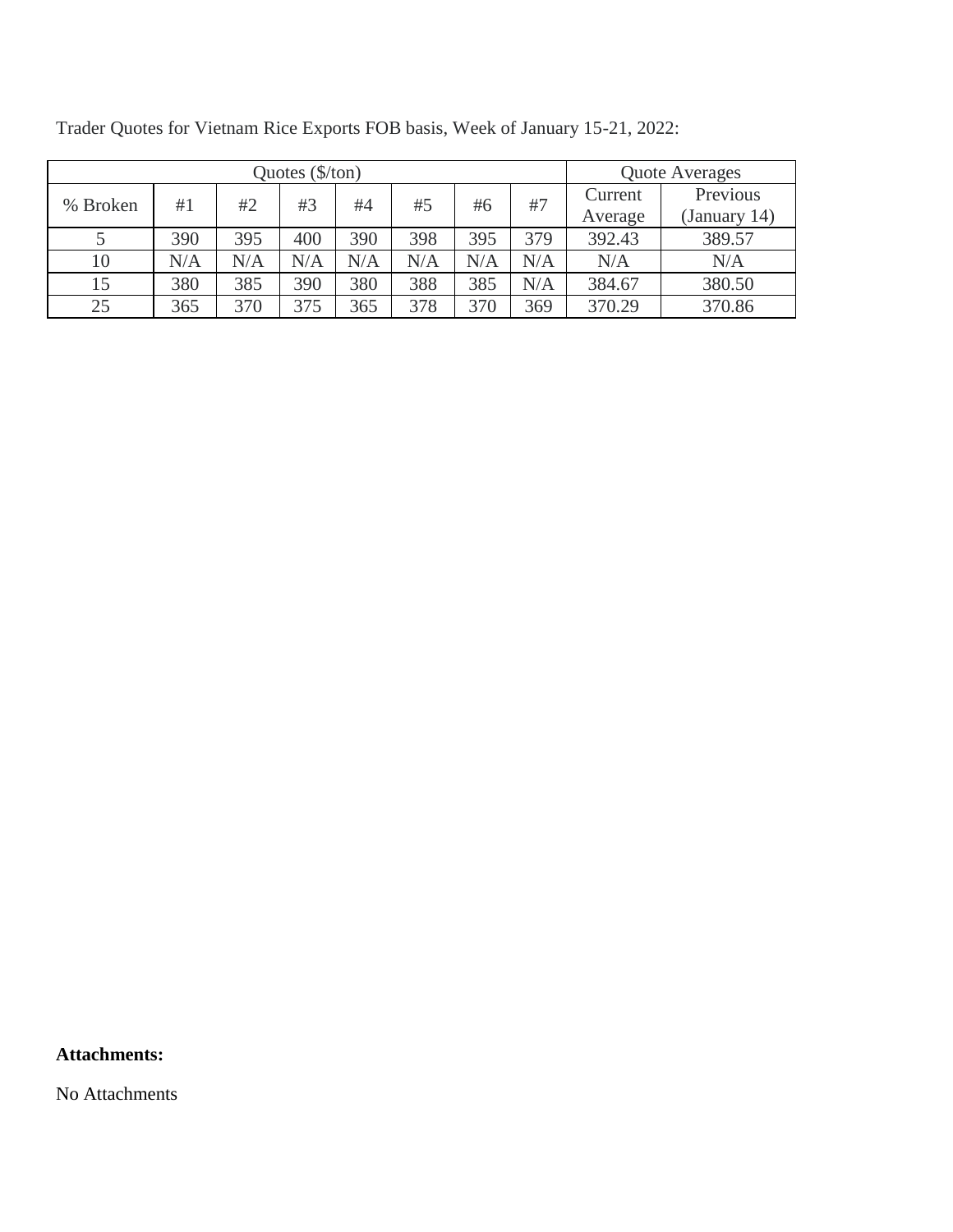Trader Quotes for Vietnam Rice Exports FOB basis, Week of January 15-21, 2022:

| Quotes ($/ton) | | | | | | | | Quote Averages | |
|---|---|---|---|---|---|---|---|---|---|
| % Broken | #1 | #2 | #3 | #4 | #5 | #6 | #7 | Current Average | Previous (January 14) |
| 5 | 390 | 395 | 400 | 390 | 398 | 395 | 379 | 392.43 | 389.57 |
| 10 | N/A | N/A | N/A | N/A | N/A | N/A | N/A | N/A | N/A |
| 15 | 380 | 385 | 390 | 380 | 388 | 385 | N/A | 384.67 | 380.50 |
| 25 | 365 | 370 | 375 | 365 | 378 | 370 | 369 | 370.29 | 370.86 |

**Attachments:**

No Attachments